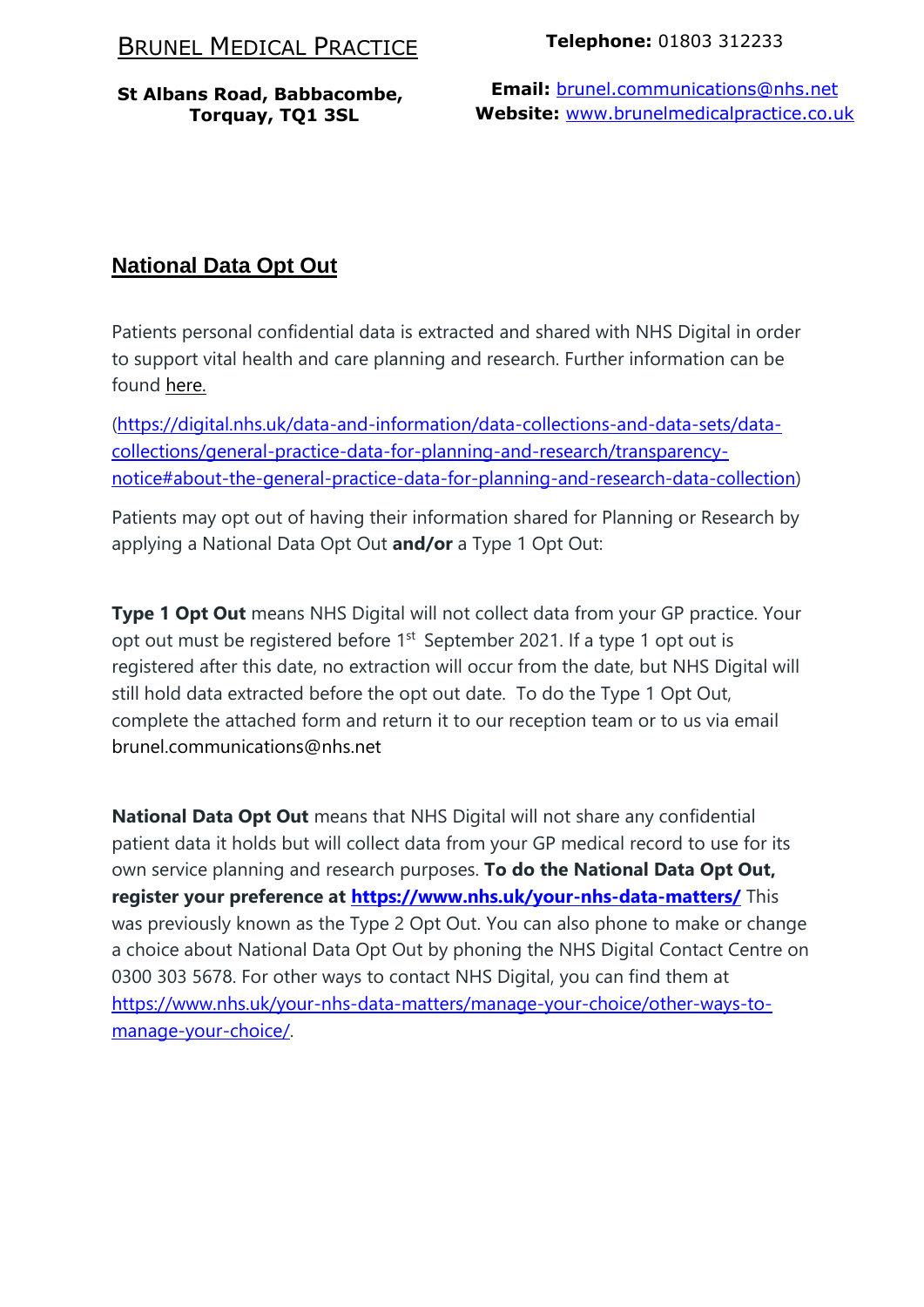BRUNEL MEDICAL PRACTICE

**St Albans Road, Babbacombe, Torquay, TQ1 3SL**

**Telephone:** 01803 312233

**Email:** brunel.communications@nhs.net
**Website:** www.brunelmedicalpractice.co.uk

## National Data Opt Out

Patients personal confidential data is extracted and shared with NHS Digital in order to support vital health and care planning and research. Further information can be found here.

(https://digital.nhs.uk/data-and-information/data-collections-and-data-sets/data-collections/general-practice-data-for-planning-and-research/transparency-notice#about-the-general-practice-data-for-planning-and-research-data-collection)

Patients may opt out of having their information shared for Planning or Research by applying a National Data Opt Out **and/or** a Type 1 Opt Out:

**Type 1 Opt Out** means NHS Digital will not collect data from your GP practice. Your opt out must be registered before 1st September 2021. If a type 1 opt out is registered after this date, no extraction will occur from the date, but NHS Digital will still hold data extracted before the opt out date. To do the Type 1 Opt Out, complete the attached form and return it to our reception team or to us via email brunel.communications@nhs.net

**National Data Opt Out** means that NHS Digital will not share any confidential patient data it holds but will collect data from your GP medical record to use for its own service planning and research purposes. **To do the National Data Opt Out, register your preference at https://www.nhs.uk/your-nhs-data-matters/** This was previously known as the Type 2 Opt Out. You can also phone to make or change a choice about National Data Opt Out by phoning the NHS Digital Contact Centre on 0300 303 5678. For other ways to contact NHS Digital, you can find them at https://www.nhs.uk/your-nhs-data-matters/manage-your-choice/other-ways-to-manage-your-choice/.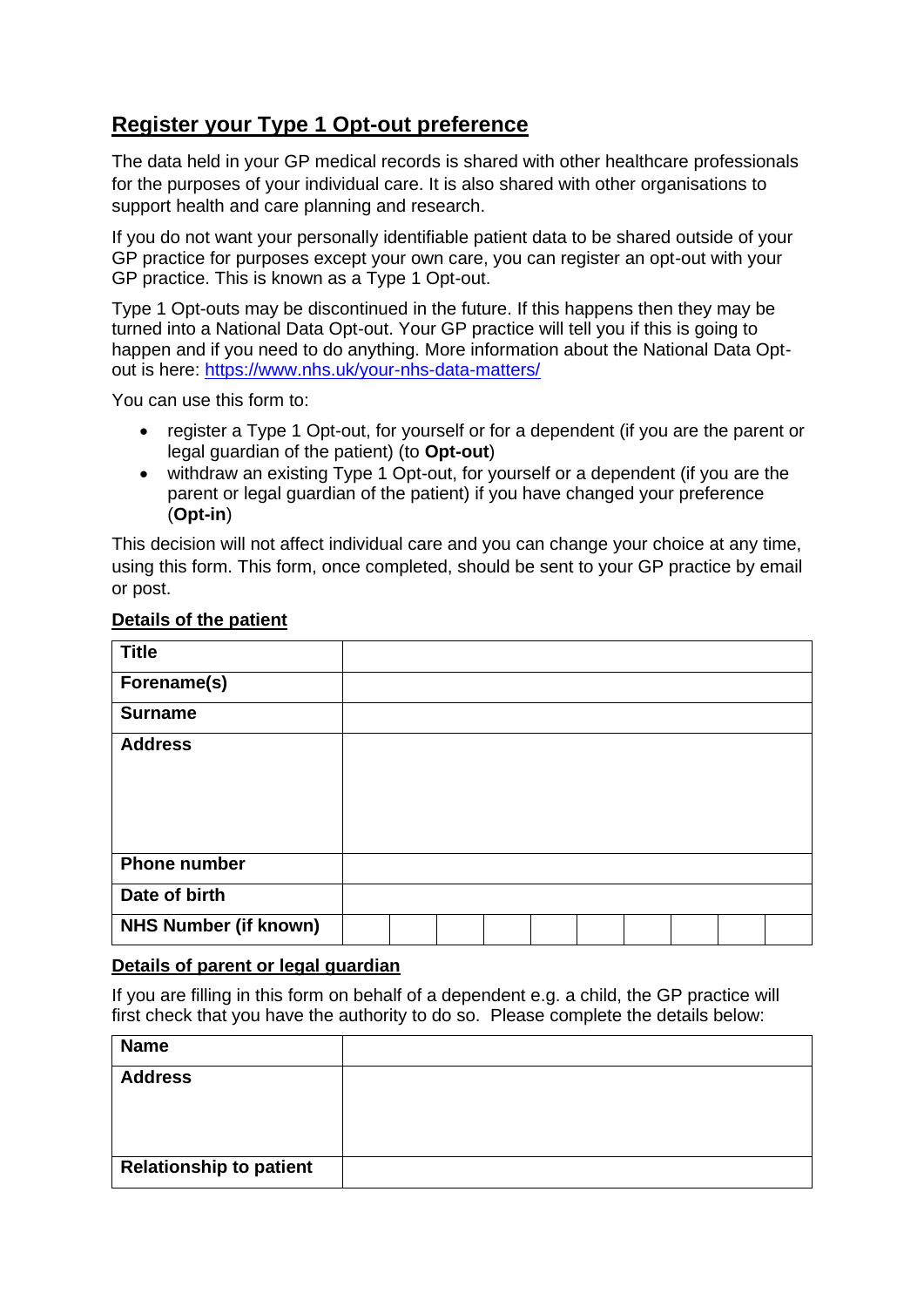## Register your Type 1 Opt-out preference

The data held in your GP medical records is shared with other healthcare professionals for the purposes of your individual care. It is also shared with other organisations to support health and care planning and research.

If you do not want your personally identifiable patient data to be shared outside of your GP practice for purposes except your own care, you can register an opt-out with your GP practice. This is known as a Type 1 Opt-out.

Type 1 Opt-outs may be discontinued in the future. If this happens then they may be turned into a National Data Opt-out. Your GP practice will tell you if this is going to happen and if you need to do anything. More information about the National Data Opt-out is here: [https://www.nhs.uk/your-nhs-data-matters/](https://www.nhs.uk/your-nhs-data-matters/)

You can use this form to:

- register a Type 1 Opt-out, for yourself or for a dependent (if you are the parent or legal guardian of the patient) (to **Opt-out**)
- withdraw an existing Type 1 Opt-out, for yourself or a dependent (if you are the parent or legal guardian of the patient) if you have changed your preference (**Opt-in**)

This decision will not affect individual care and you can change your choice at any time, using this form. This form, once completed, should be sent to your GP practice by email or post.

### Details of the patient

| | | | | | | | | | |
|---|---|---|---|---|---|---|---|---|---|
| **Title** | | | | | | | | | | |
| **Forename(s)** | | | | | | | | | | |
| **Surname** | | | | | | | | | | |
| **Address** | | | | | | | | | | |
| **Phone number** | | | | | | | | | | |
| **Date of birth** | | | | | | | | | | |
| **NHS Number (if known)** | | | | | | | | | | |

### Details of parent or legal guardian

If you are filling in this form on behalf of a dependent e.g. a child, the GP practice will first check that you have the authority to do so. Please complete the details below:

| | |
|---|---|
| **Name** | |
| **Address** | |
| **Relationship to patient** | |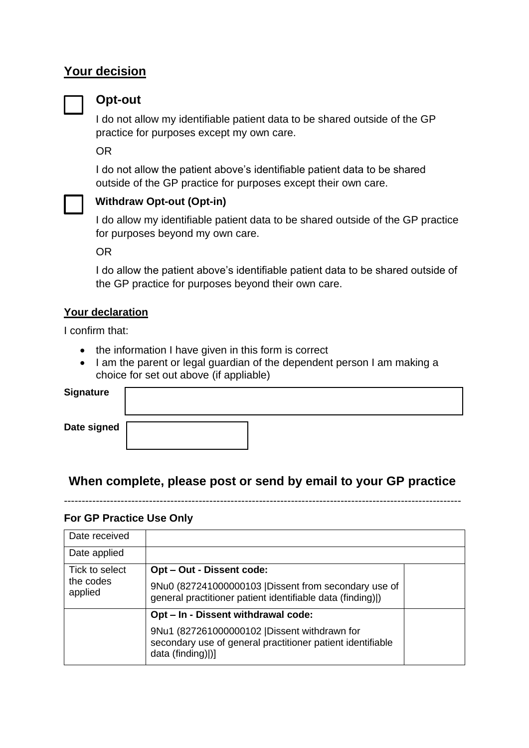## Your decision

☐ **Opt-out**

I do not allow my identifiable patient data to be shared outside of the GP practice for purposes except my own care.

OR

I do not allow the patient above's identifiable patient data to be shared outside of the GP practice for purposes except their own care.

☐ **Withdraw Opt-out (Opt-in)**

I do allow my identifiable patient data to be shared outside of the GP practice for purposes beyond my own care.

OR

I do allow the patient above's identifiable patient data to be shared outside of the GP practice for purposes beyond their own care.

### Your declaration

I confirm that:

- the information I have given in this form is correct
- I am the parent or legal guardian of the dependent person I am making a choice for set out above (if appliable)

**Signature**

**Date signed**

## When complete, please post or send by email to your GP practice

---

**For GP Practice Use Only**

| | | |
|---|---|---|
| Date received | | |
| Date applied | | |
| Tick to select the codes applied | **Opt – Out - Dissent code:** 9Nu0 (827241000000103 \|Dissent from secondary use of general practitioner patient identifiable data (finding)\|) | |
| | **Opt – In - Dissent withdrawal code:** 9Nu1 (827261000000102 \|Dissent withdrawn for secondary use of general practitioner patient identifiable data (finding)\|)] | |